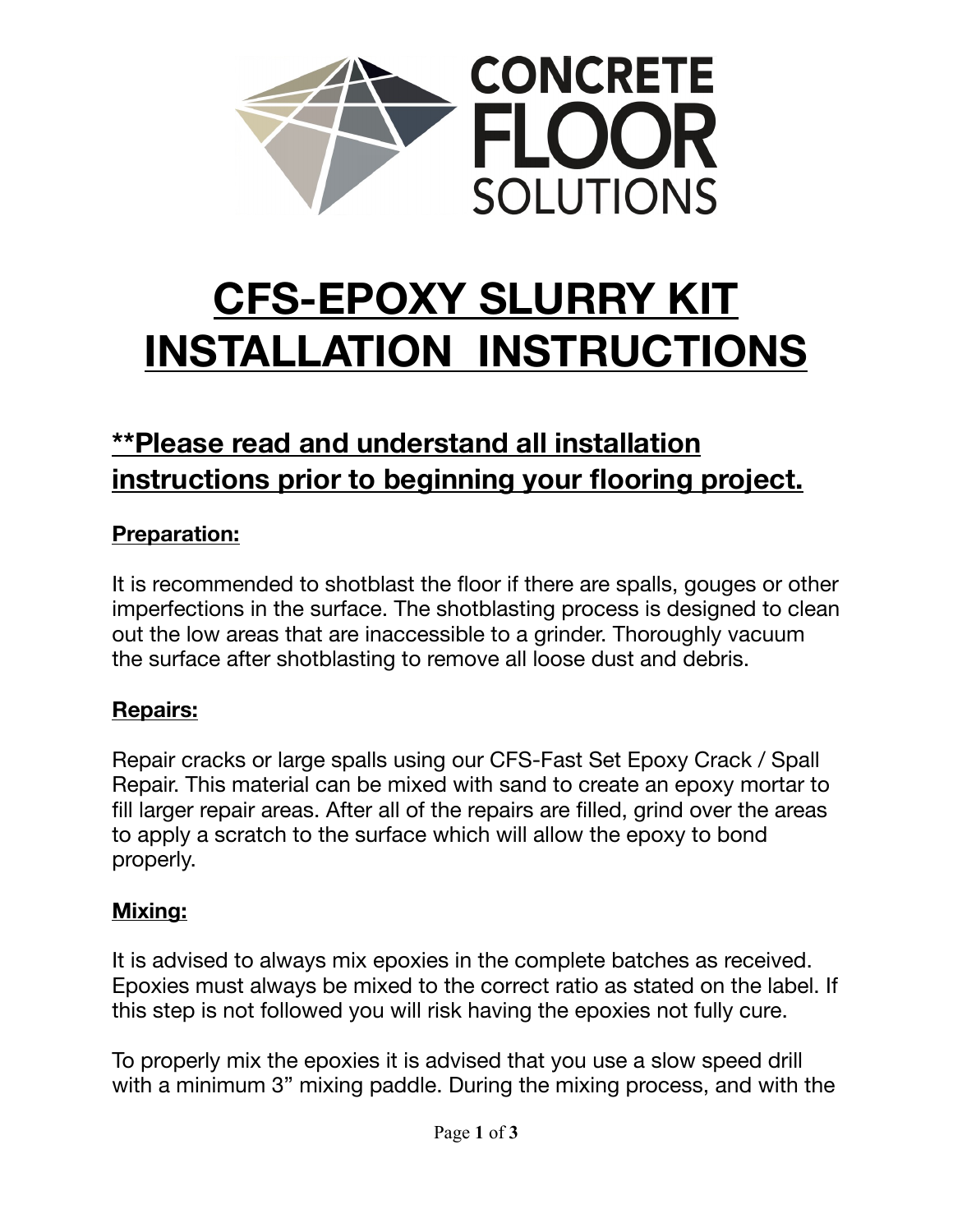CONCRETE FLOOR SOLUTIONS

# CFS-EPOXY SLURRY KIT INSTALLATION INSTRUCTIONS

## **Please read and understand all installation instructions prior to beginning your flooring project.

### Preparation:

It is recommended to shotblast the floor if there are spalls, gouges or other imperfections in the surface. The shotblasting process is designed to clean out the low areas that are inaccessible to a grinder. Thoroughly vacuum the surface after shotblasting to remove all loose dust and debris.

### Repairs:

Repair cracks or large spalls using our CFS-Fast Set Epoxy Crack / Spall Repair. This material can be mixed with sand to create an epoxy mortar to fill larger repair areas. After all of the repairs are filled, grind over the areas to apply a scratch to the surface which will allow the epoxy to bond properly.

### Mixing:

It is advised to always mix epoxies in the complete batches as received. Epoxies must always be mixed to the correct ratio as stated on the label. If this step is not followed you will risk having the epoxies not fully cure.

To properly mix the epoxies it is advised that you use a slow speed drill with a minimum 3" mixing paddle. During the mixing process, and with the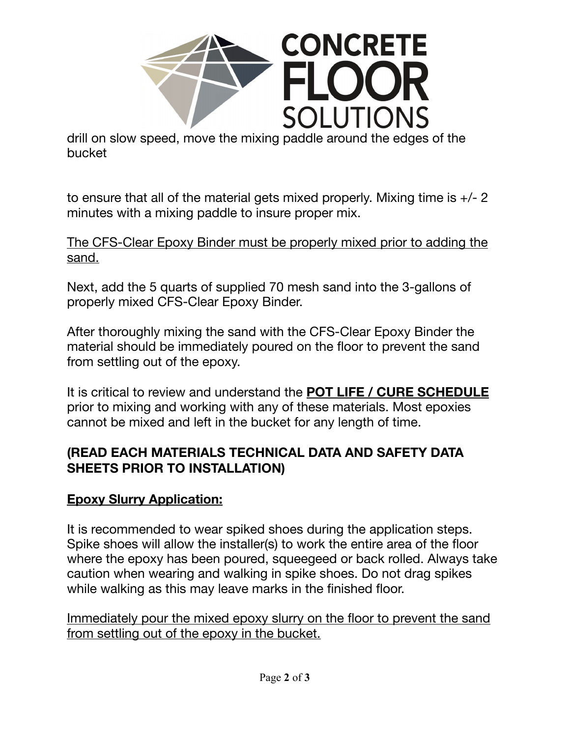drill on slow speed, move the mixing paddle around the edges of the bucket

to ensure that all of the material gets mixed properly. Mixing time is +/- 2 minutes with a mixing paddle to insure proper mix.

<u>The CFS-Clear Epoxy Binder must be properly mixed prior to adding the sand.</u>

Next, add the 5 quarts of supplied 70 mesh sand into the 3-gallons of properly mixed CFS-Clear Epoxy Binder.

After thoroughly mixing the sand with the CFS-Clear Epoxy Binder the material should be immediately poured on the floor to prevent the sand from settling out of the epoxy.

It is critical to review and understand the **<u>POT LIFE / CURE SCHEDULE</u>** prior to mixing and working with any of these materials. Most epoxies cannot be mixed and left in the bucket for any length of time.

**(READ EACH MATERIALS TECHNICAL DATA AND SAFETY DATA SHEETS PRIOR TO INSTALLATION)**

**<u>Epoxy Slurry Application:</u>**

It is recommended to wear spiked shoes during the application steps. Spike shoes will allow the installer(s) to work the entire area of the floor where the epoxy has been poured, squeegeed or back rolled. Always take caution when wearing and walking in spike shoes. Do not drag spikes while walking as this may leave marks in the finished floor.

<u>Immediately pour the mixed epoxy slurry on the floor to prevent the sand from settling out of the epoxy in the bucket.</u>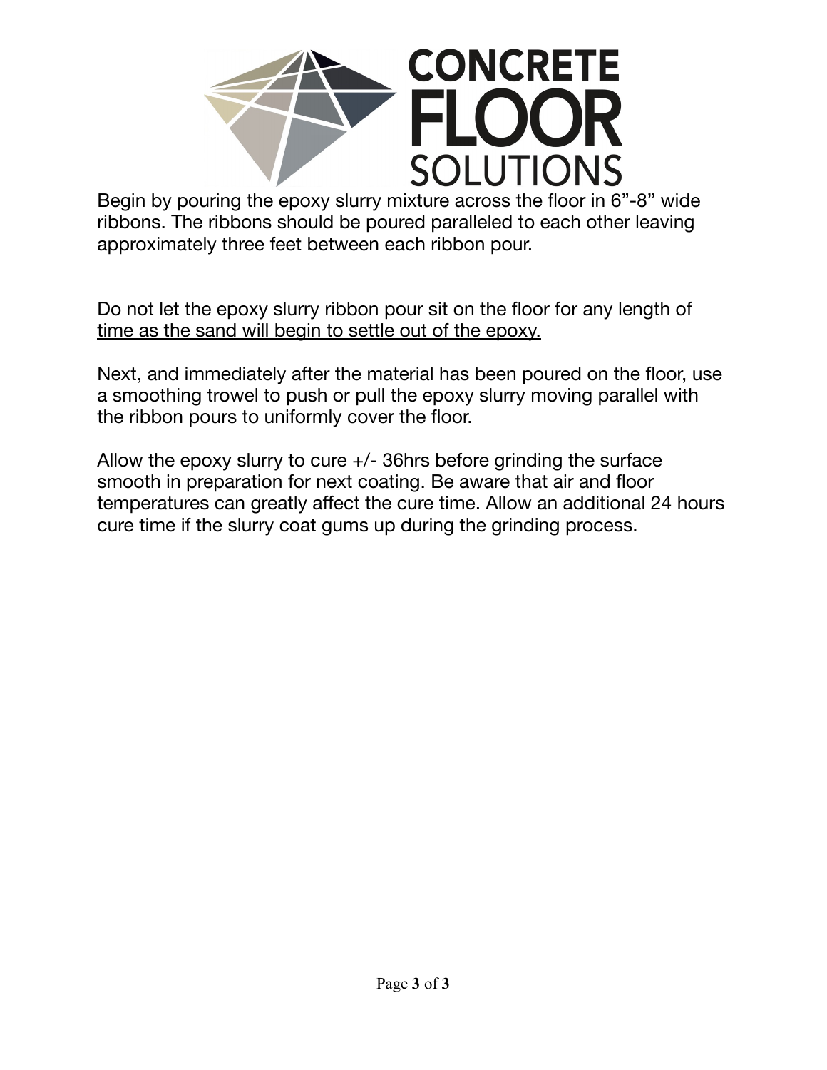Begin by pouring the epoxy slurry mixture across the floor in 6”-8” wide ribbons. The ribbons should be poured paralleled to each other leaving approximately three feet between each ribbon pour.

<u>Do not let the epoxy slurry ribbon pour sit on the floor for any length of time as the sand will begin to settle out of the epoxy.</u>

Next, and immediately after the material has been poured on the floor, use a smoothing trowel to push or pull the epoxy slurry moving parallel with the ribbon pours to uniformly cover the floor.

Allow the epoxy slurry to cure +/- 36hrs before grinding the surface smooth in preparation for next coating. Be aware that air and floor temperatures can greatly affect the cure time. Allow an additional 24 hours cure time if the slurry coat gums up during the grinding process.